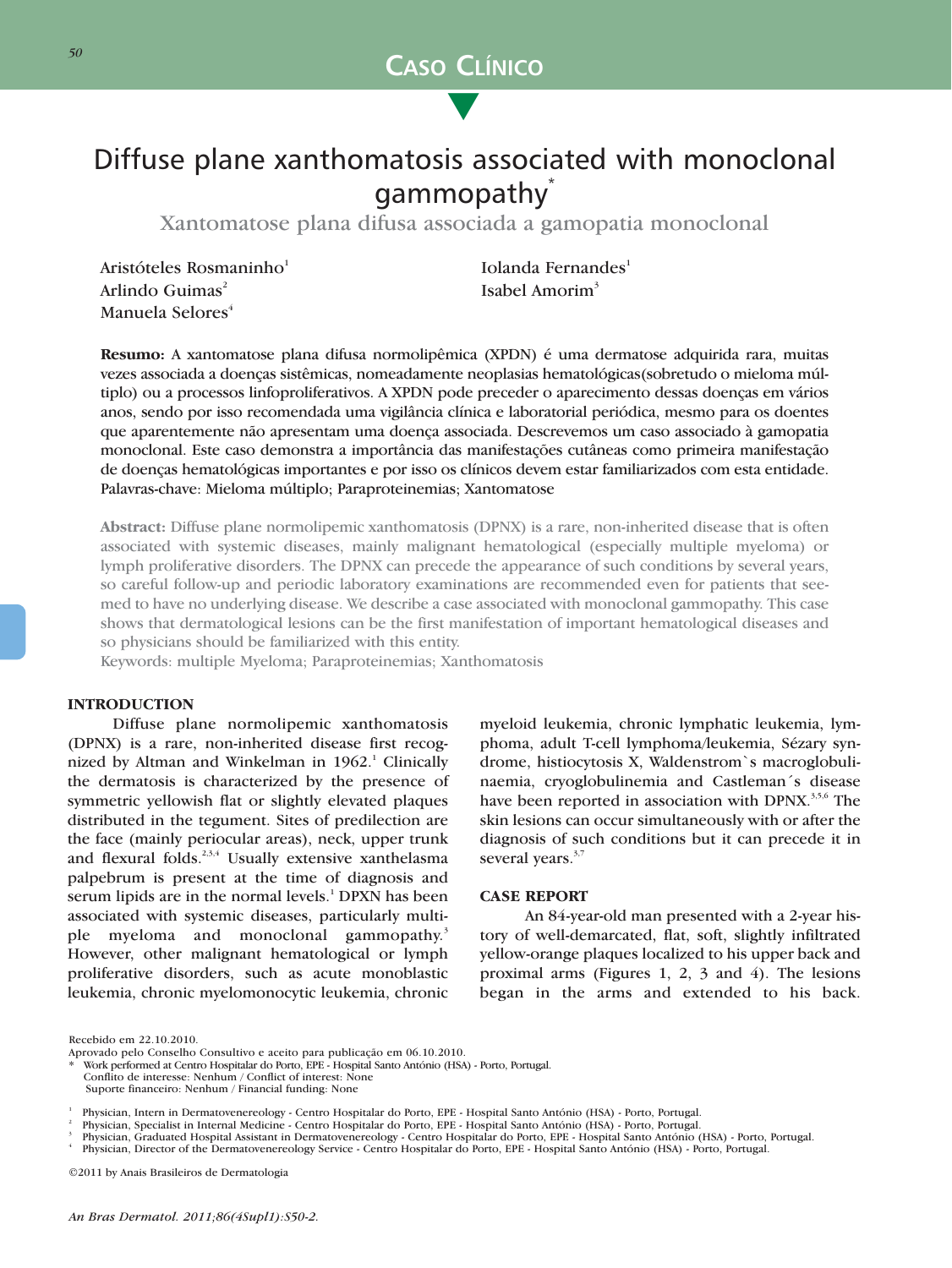CASO CLÍNICO

# Diffuse plane xanthomatosis associated with monoclonal gammopathy*

## Xantomatose plana difusa associada a gamopatia monoclonal

Aristóteles Rosmaninho[1]
Arlindo Guimas[2]
Manuela Selores[4]
Iolanda Fernandes[1]
Isabel Amorim[3]

**Resumo:** A xantomatose plana difusa normolipêmica (XPDN) é uma dermatose adquirida rara, muitas vezes associada a doenças sistêmicas, nomeadamente neoplasias hematológicas(sobretudo o mieloma múltiplo) ou a processos linfoproliferativos. A XPDN pode preceder o aparecimento dessas doenças em vários anos, sendo por isso recomendada uma vigilância clínica e laboratorial periódica, mesmo para os doentes que aparentemente não apresentam uma doença associada. Descrevemos um caso associado à gamopatia monoclonal. Este caso demonstra a importância das manifestações cutâneas como primeira manifestação de doenças hematológicas importantes e por isso os clínicos devem estar familiarizados com esta entidade.
Palavras-chave: Mieloma múltiplo; Paraproteinemias; Xantomatose

**Abstract:** Diffuse plane normolipemic xanthomatosis (DPNX) is a rare, non-inherited disease that is often associated with systemic diseases, mainly malignant hematological (especially multiple myeloma) or lymph proliferative disorders. The DPNX can precede the appearance of such conditions by several years, so careful follow-up and periodic laboratory examinations are recommended even for patients that seemed to have no underlying disease. We describe a case associated with monoclonal gammopathy. This case shows that dermatological lesions can be the first manifestation of important hematological diseases and so physicians should be familiarized with this entity.
Keywords: multiple Myeloma; Paraproteinemias; Xanthomatosis

### INTRODUCTION

Diffuse plane normolipemic xanthomatosis (DPNX) is a rare, non-inherited disease first recognized by Altman and Winkelman in 1962.[1] Clinically the dermatosis is characterized by the presence of symmetric yellowish flat or slightly elevated plaques distributed in the tegument. Sites of predilection are the face (mainly periocular areas), neck, upper trunk and flexural folds.[2,3,4] Usually extensive xanthelasma palpebrum is present at the time of diagnosis and serum lipids are in the normal levels.[1] DPXN has been associated with systemic diseases, particularly multiple myeloma and monoclonal gammopathy.[3] However, other malignant hematological or lymph proliferative disorders, such as acute monoblastic leukemia, chronic myelomonocytic leukemia, chronic myeloid leukemia, chronic lymphatic leukemia, lymphoma, adult T-cell lymphoma/leukemia, Sézary syndrome, histiocytosis X, Waldenstrom`s macroglobulinaemia, cryoglobulinemia and Castleman´s disease have been reported in association with DPNX.[3,5,6] The skin lesions can occur simultaneously with or after the diagnosis of such conditions but it can precede it in several years.[3,7]

### CASE REPORT

An 84-year-old man presented with a 2-year history of well-demarcated, flat, soft, slightly infiltrated yellow-orange plaques localized to his upper back and proximal arms (Figures 1, 2, 3 and 4). The lesions began in the arms and extended to his back.

Recebido em 22.10.2010.
Aprovado pelo Conselho Consultivo e aceito para publicação em 06.10.2010.
\* Work performed at Centro Hospitalar do Porto, EPE - Hospital Santo António (HSA) - Porto, Portugal.
Conflito de interesse: Nenhum / Conflict of interest: None
Suporte financeiro: Nenhum / Financial funding: None

1. Physician, Intern in Dermatovenereology - Centro Hospitalar do Porto, EPE - Hospital Santo António (HSA) - Porto, Portugal.
2. Physician, Specialist in Internal Medicine - Centro Hospitalar do Porto, EPE - Hospital Santo António (HSA) - Porto, Portugal.
3. Physician, Graduated Hospital Assistant in Dermatovenereology - Centro Hospitalar do Porto, EPE - Hospital Santo António (HSA) - Porto, Portugal.
4. Physician, Director of the Dermatovenereology Service - Centro Hospitalar do Porto, EPE - Hospital Santo António (HSA) - Porto, Portugal.

©2011 by Anais Brasileiros de Dermatologia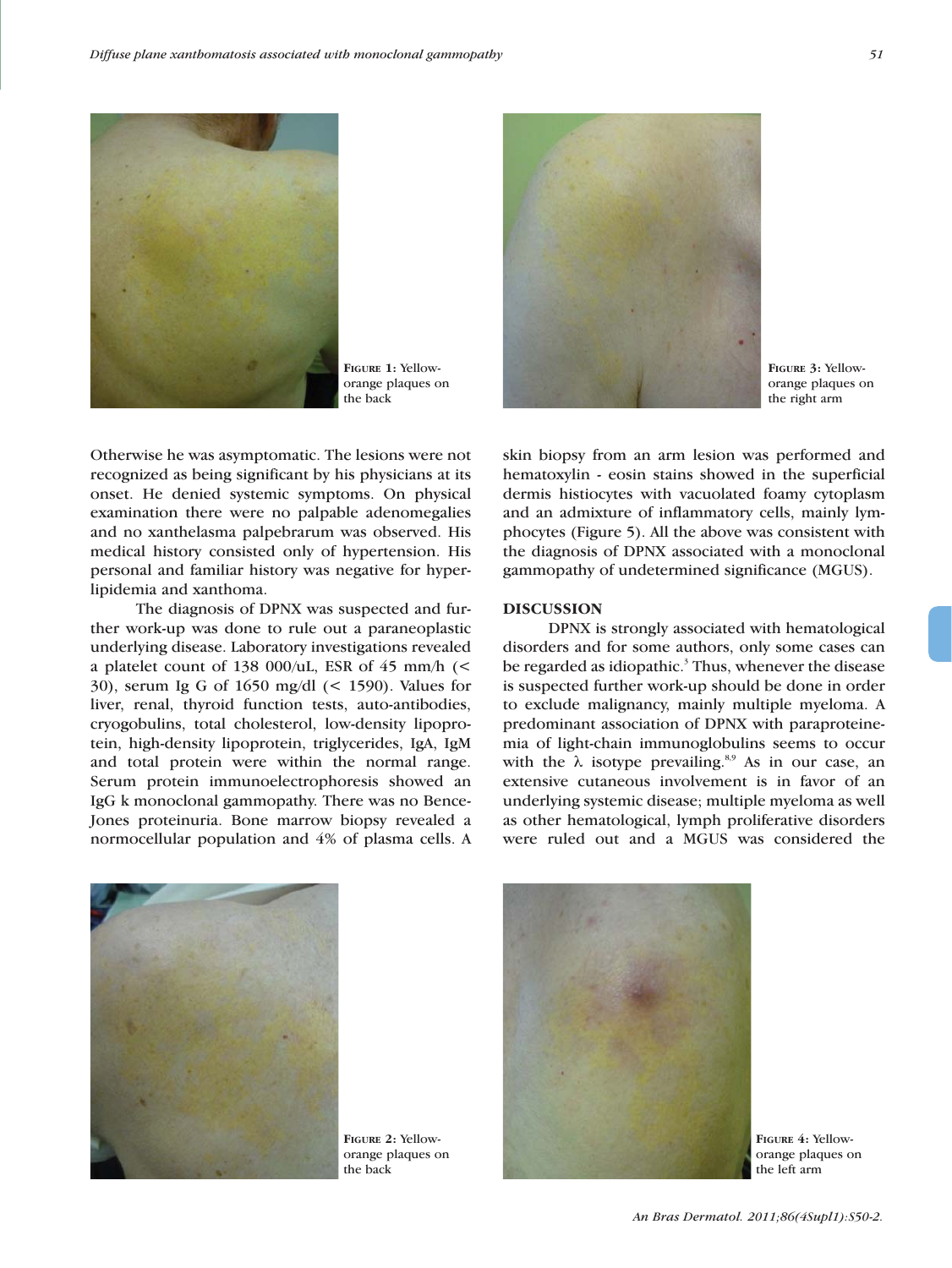FIGURE 1: Yellow-orange plaques on the back

FIGURE 3: Yellow-orange plaques on the right arm

Otherwise he was asymptomatic. The lesions were not recognized as being significant by his physicians at its onset. He denied systemic symptoms. On physical examination there were no palpable adenomegalies and no xanthelasma palpebrarum was observed. His medical history consisted only of hypertension. His personal and familiar history was negative for hyperlipidemia and xanthoma.

The diagnosis of DPNX was suspected and further work-up was done to rule out a paraneoplastic underlying disease. Laboratory investigations revealed a platelet count of 138 000/uL, ESR of 45 mm/h (< 30), serum Ig G of 1650 mg/dl (< 1590). Values for liver, renal, thyroid function tests, auto-antibodies, cryogobulins, total cholesterol, low-density lipoprotein, high-density lipoprotein, triglycerides, IgA, IgM and total protein were within the normal range. Serum protein immunoelectrophoresis showed an IgG k monoclonal gammopathy. There was no Bence-Jones proteinuria. Bone marrow biopsy revealed a normocellular population and 4% of plasma cells. A skin biopsy from an arm lesion was performed and hematoxylin - eosin stains showed in the superficial dermis histiocytes with vacuolated foamy cytoplasm and an admixture of inflammatory cells, mainly lymphocytes (Figure 5). All the above was consistent with the diagnosis of DPNX associated with a monoclonal gammopathy of undetermined significance (MGUS).

## DISCUSSION

DPNX is strongly associated with hematological disorders and for some authors, only some cases can be regarded as idiopathic.[3] Thus, whenever the disease is suspected further work-up should be done in order to exclude malignancy, mainly multiple myeloma. A predominant association of DPNX with paraproteinemia of light-chain immunoglobulins seems to occur with the λ isotype prevailing.[8,9] As in our case, an extensive cutaneous involvement is in favor of an underlying systemic disease; multiple myeloma as well as other hematological, lymph proliferative disorders were ruled out and a MGUS was considered the

FIGURE 2: Yellow-orange plaques on the back

FIGURE 4: Yellow-orange plaques on the left arm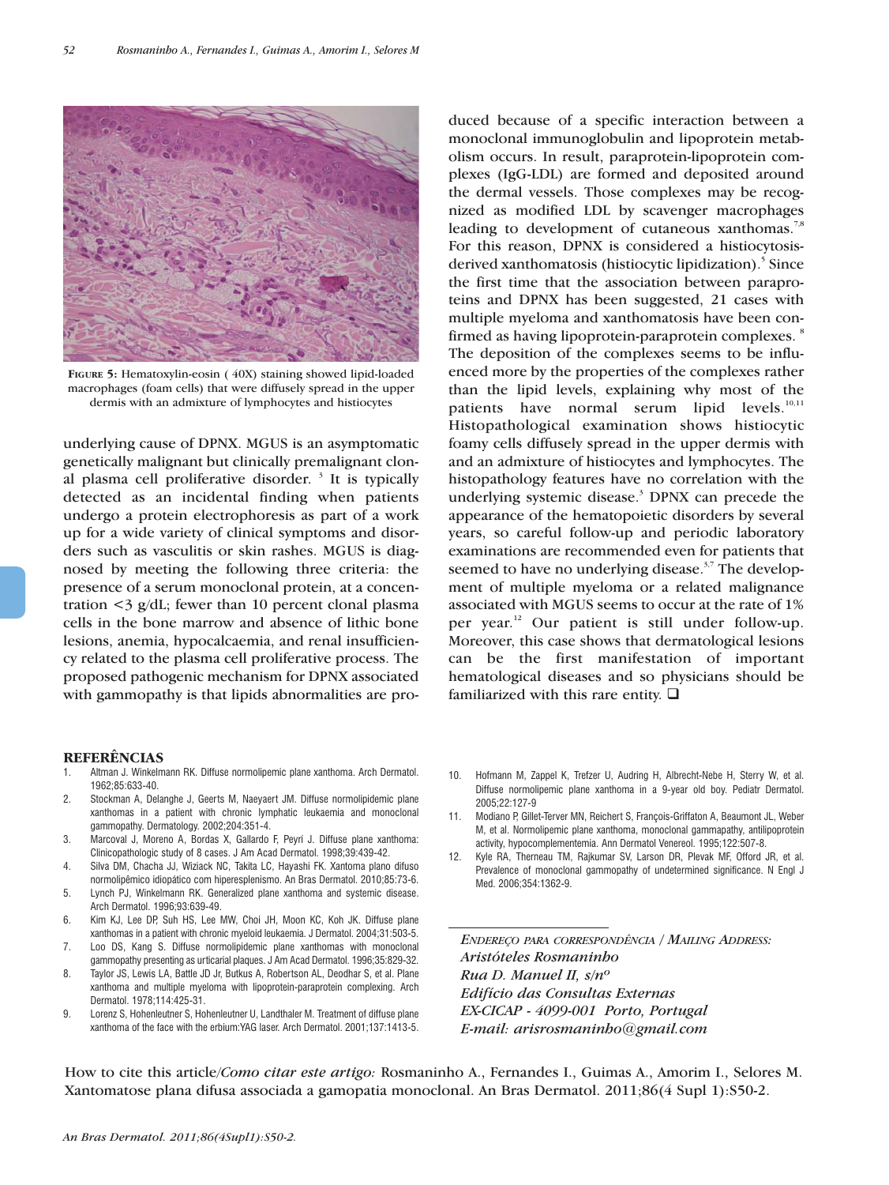**FIGURE 5:** Hematoxylin-eosin ( 40X) staining showed lipid-loaded macrophages (foam cells) that were diffusely spread in the upper dermis with an admixture of lymphocytes and histiocytes

underlying cause of DPNX. MGUS is an asymptomatic genetically malignant but clinically premalignant clonal plasma cell proliferative disorder. [3] It is typically detected as an incidental finding when patients undergo a protein electrophoresis as part of a work up for a wide variety of clinical symptoms and disorders such as vasculitis or skin rashes. MGUS is diagnosed by meeting the following three criteria: the presence of a serum monoclonal protein, at a concentration <3 g/dL; fewer than 10 percent clonal plasma cells in the bone marrow and absence of lithic bone lesions, anemia, hypocalcaemia, and renal insufficiency related to the plasma cell proliferative process. The proposed pathogenic mechanism for DPNX associated with gammopathy is that lipids abnormalities are produced because of a specific interaction between a monoclonal immunoglobulin and lipoprotein metabolism occurs. In result, paraprotein-lipoprotein complexes (IgG-LDL) are formed and deposited around the dermal vessels. Those complexes may be recognized as modified LDL by scavenger macrophages leading to development of cutaneous xanthomas.[7,8] For this reason, DPNX is considered a histiocytosis-derived xanthomatosis (histiocytic lipidization).[5] Since the first time that the association between paraproteins and DPNX has been suggested, 21 cases with multiple myeloma and xanthomatosis have been confirmed as having lipoprotein-paraprotein complexes. [8] The deposition of the complexes seems to be influenced more by the properties of the complexes rather than the lipid levels, explaining why most of the patients have normal serum lipid levels.[10,11] Histopathological examination shows histiocytic foamy cells diffusely spread in the upper dermis with and an admixture of histiocytes and lymphocytes. The histopathology features have no correlation with the underlying systemic disease.[3] DPNX can precede the appearance of the hematopoietic disorders by several years, so careful follow-up and periodic laboratory examinations are recommended even for patients that seemed to have no underlying disease.[3,7] The development of multiple myeloma or a related malignance associated with MGUS seems to occur at the rate of 1% per year.[12] Our patient is still under follow-up. Moreover, this case shows that dermatological lesions can be the first manifestation of important hematological diseases and so physicians should be familiarized with this rare entity. ❑

## REFERÊNCIAS

1. Altman J. Winkelmann RK. Diffuse normolipemic plane xanthoma. Arch Dermatol. 1962;85:633-40.
2. Stockman A, Delanghe J, Geerts M, Naeyaert JM. Diffuse normolipidemic plane xanthomas in a patient with chronic lymphatic leukaemia and monoclonal gammopathy. Dermatology. 2002;204:351-4.
3. Marcoval J, Moreno A, Bordas X, Gallardo F, Peyrí J. Diffuse plane xanthoma: Clinicopathologic study of 8 cases. J Am Acad Dermatol. 1998;39:439-42.
4. Silva DM, Chacha JJ, Wiziack NC, Takita LC, Hayashi FK. Xantoma plano difuso normolipêmico idiopático com hiperesplenismo. An Bras Dermatol. 2010;85:73-6.
5. Lynch PJ, Winkelmann RK. Generalized plane xanthoma and systemic disease. Arch Dermatol. 1996;93:639-49.
6. Kim KJ, Lee DP, Suh HS, Lee MW, Choi JH, Moon KC, Koh JK. Diffuse plane xanthomas in a patient with chronic myeloid leukaemia. J Dermatol. 2004;31:503-5.
7. Loo DS, Kang S. Diffuse normolipidemic plane xanthomas with monoclonal gammopathy presenting as urticarial plaques. J Am Acad Dermatol. 1996;35:829-32.
8. Taylor JS, Lewis LA, Battle JD Jr, Butkus A, Robertson AL, Deodhar S, et al. Plane xanthoma and multiple myeloma with lipoprotein-paraprotein complexing. Arch Dermatol. 1978;114:425-31.
9. Lorenz S, Hohenleutner S, Hohenleutner U, Landthaler M. Treatment of diffuse plane xanthoma of the face with the erbium:YAG laser. Arch Dermatol. 2001;137:1413-5.
10. Hofmann M, Zappel K, Trefzer U, Audring H, Albrecht-Nebe H, Sterry W, et al. Diffuse normolipemic plane xanthoma in a 9-year old boy. Pediatr Dermatol. 2005;22:127-9
11. Modiano P, Gillet-Terver MN, Reichert S, François-Griffaton A, Beaumont JL, Weber M, et al. Normolipemic plane xanthoma, monoclonal gammapathy, antilipoprotein activity, hypocomplementemia. Ann Dermatol Venereol. 1995;122:507-8.
12. Kyle RA, Therneau TM, Rajkumar SV, Larson DR, Plevak MF, Offord JR, et al. Prevalence of monoclonal gammopathy of undetermined significance. N Engl J Med. 2006;354:1362-9.

*ENDEREÇO PARA CORRESPONDÊNCIA / MAILING ADDRESS:*
*Aristóteles Rosmaninho*
*Rua D. Manuel II, s/nº*
*Edifício das Consultas Externas*
*EX-CICAP - 4099-001 Porto, Portugal*
*E-mail: arisrosmaninho@gmail.com*

How to cite this article/*Como citar este artigo:* Rosmaninho A., Fernandes I., Guimas A., Amorim I., Selores M. Xantomatose plana difusa associada a gamopatia monoclonal. An Bras Dermatol. 2011;86(4 Supl 1):S50-2.